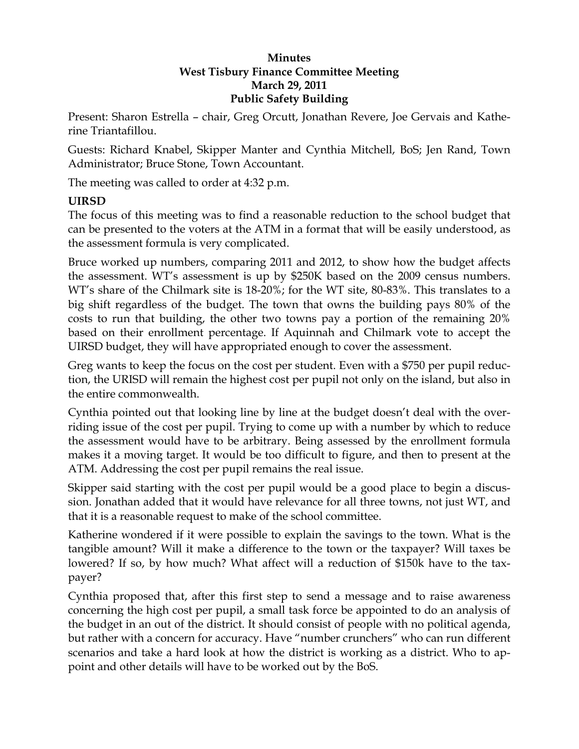**Minutes**
**West Tisbury Finance Committee Meeting**
**March 29, 2011**
**Public Safety Building**

Present: Sharon Estrella – chair, Greg Orcutt, Jonathan Revere, Joe Gervais and Katherine Triantafillou.

Guests: Richard Knabel, Skipper Manter and Cynthia Mitchell, BoS; Jen Rand, Town Administrator; Bruce Stone, Town Accountant.

The meeting was called to order at 4:32 p.m.

**UIRSD**

The focus of this meeting was to find a reasonable reduction to the school budget that can be presented to the voters at the ATM in a format that will be easily understood, as the assessment formula is very complicated.

Bruce worked up numbers, comparing 2011 and 2012, to show how the budget affects the assessment. WT's assessment is up by $250K based on the 2009 census numbers. WT's share of the Chilmark site is 18-20%; for the WT site, 80-83%. This translates to a big shift regardless of the budget. The town that owns the building pays 80% of the costs to run that building, the other two towns pay a portion of the remaining 20% based on their enrollment percentage. If Aquinnah and Chilmark vote to accept the UIRSD budget, they will have appropriated enough to cover the assessment.

Greg wants to keep the focus on the cost per student. Even with a $750 per pupil reduction, the URISD will remain the highest cost per pupil not only on the island, but also in the entire commonwealth.

Cynthia pointed out that looking line by line at the budget doesn't deal with the overriding issue of the cost per pupil. Trying to come up with a number by which to reduce the assessment would have to be arbitrary. Being assessed by the enrollment formula makes it a moving target. It would be too difficult to figure, and then to present at the ATM. Addressing the cost per pupil remains the real issue.

Skipper said starting with the cost per pupil would be a good place to begin a discussion. Jonathan added that it would have relevance for all three towns, not just WT, and that it is a reasonable request to make of the school committee.

Katherine wondered if it were possible to explain the savings to the town. What is the tangible amount? Will it make a difference to the town or the taxpayer? Will taxes be lowered? If so, by how much? What affect will a reduction of $150k have to the taxpayer?

Cynthia proposed that, after this first step to send a message and to raise awareness concerning the high cost per pupil, a small task force be appointed to do an analysis of the budget in an out of the district. It should consist of people with no political agenda, but rather with a concern for accuracy. Have "number crunchers" who can run different scenarios and take a hard look at how the district is working as a district. Who to appoint and other details will have to be worked out by the BoS.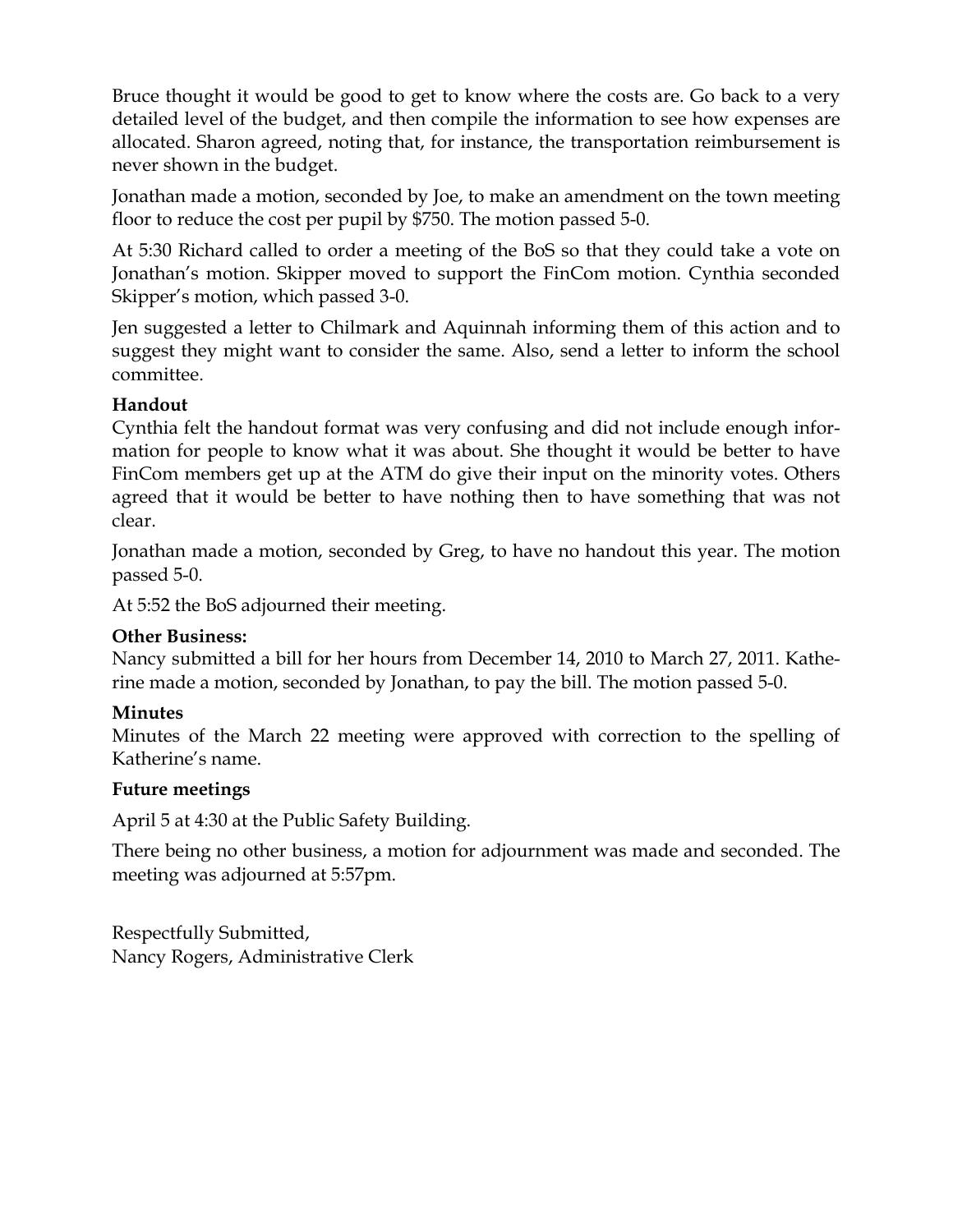Bruce thought it would be good to get to know where the costs are. Go back to a very detailed level of the budget, and then compile the information to see how expenses are allocated. Sharon agreed, noting that, for instance, the transportation reimbursement is never shown in the budget.

Jonathan made a motion, seconded by Joe, to make an amendment on the town meeting floor to reduce the cost per pupil by $750. The motion passed 5-0.

At 5:30 Richard called to order a meeting of the BoS so that they could take a vote on Jonathan's motion. Skipper moved to support the FinCom motion. Cynthia seconded Skipper's motion, which passed 3-0.

Jen suggested a letter to Chilmark and Aquinnah informing them of this action and to suggest they might want to consider the same. Also, send a letter to inform the school committee.

**Handout**

Cynthia felt the handout format was very confusing and did not include enough information for people to know what it was about. She thought it would be better to have FinCom members get up at the ATM do give their input on the minority votes. Others agreed that it would be better to have nothing then to have something that was not clear.

Jonathan made a motion, seconded by Greg, to have no handout this year. The motion passed 5-0.

At 5:52 the BoS adjourned their meeting.

**Other Business:**

Nancy submitted a bill for her hours from December 14, 2010 to March 27, 2011. Katherine made a motion, seconded by Jonathan, to pay the bill. The motion passed 5-0.

**Minutes**

Minutes of the March 22 meeting were approved with correction to the spelling of Katherine's name.

**Future meetings**

April 5 at 4:30 at the Public Safety Building.

There being no other business, a motion for adjournment was made and seconded. The meeting was adjourned at 5:57pm.

Respectfully Submitted,
Nancy Rogers, Administrative Clerk